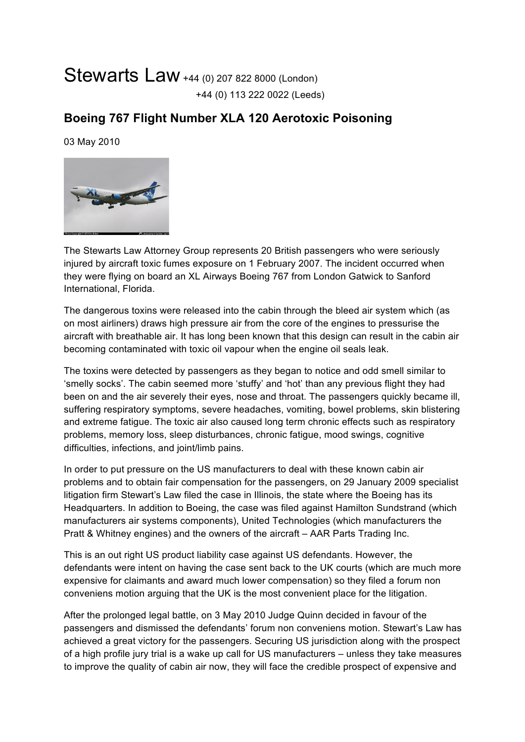Stewarts Law +44 (0) 207 822 8000 (London)
+44 (0) 113 222 0022 (Leeds)

## Boeing 767 Flight Number XLA 120 Aerotoxic Poisoning

03 May 2010

The Stewarts Law Attorney Group represents 20 British passengers who were seriously injured by aircraft toxic fumes exposure on 1 February 2007. The incident occurred when they were flying on board an XL Airways Boeing 767 from London Gatwick to Sanford International, Florida.

The dangerous toxins were released into the cabin through the bleed air system which (as on most airliners) draws high pressure air from the core of the engines to pressurise the aircraft with breathable air. It has long been known that this design can result in the cabin air becoming contaminated with toxic oil vapour when the engine oil seals leak.

The toxins were detected by passengers as they began to notice and odd smell similar to 'smelly socks'. The cabin seemed more 'stuffy' and 'hot' than any previous flight they had been on and the air severely their eyes, nose and throat. The passengers quickly became ill, suffering respiratory symptoms, severe headaches, vomiting, bowel problems, skin blistering and extreme fatigue. The toxic air also caused long term chronic effects such as respiratory problems, memory loss, sleep disturbances, chronic fatigue, mood swings, cognitive difficulties, infections, and joint/limb pains.

In order to put pressure on the US manufacturers to deal with these known cabin air problems and to obtain fair compensation for the passengers, on 29 January 2009 specialist litigation firm Stewart's Law filed the case in Illinois, the state where the Boeing has its Headquarters. In addition to Boeing, the case was filed against Hamilton Sundstrand (which manufacturers air systems components), United Technologies (which manufacturers the Pratt & Whitney engines) and the owners of the aircraft – AAR Parts Trading Inc.

This is an out right US product liability case against US defendants. However, the defendants were intent on having the case sent back to the UK courts (which are much more expensive for claimants and award much lower compensation) so they filed a forum non conveniens motion arguing that the UK is the most convenient place for the litigation.

After the prolonged legal battle, on 3 May 2010 Judge Quinn decided in favour of the passengers and dismissed the defendants' forum non conveniens motion. Stewart's Law has achieved a great victory for the passengers. Securing US jurisdiction along with the prospect of a high profile jury trial is a wake up call for US manufacturers – unless they take measures to improve the quality of cabin air now, they will face the credible prospect of expensive and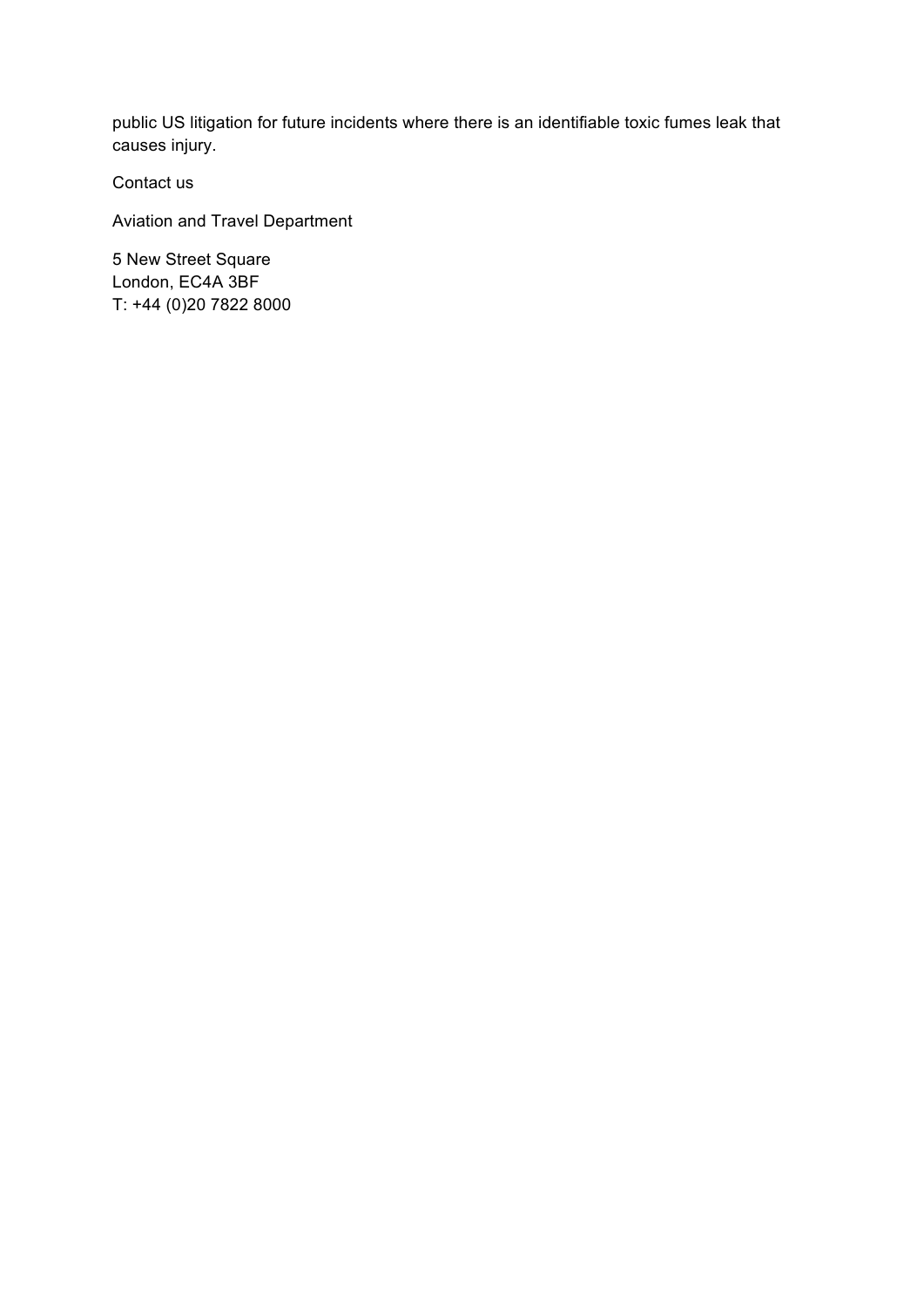public US litigation for future incidents where there is an identifiable toxic fumes leak that causes injury.

Contact us

Aviation and Travel Department

5 New Street Square
London, EC4A 3BF
T: +44 (0)20 7822 8000